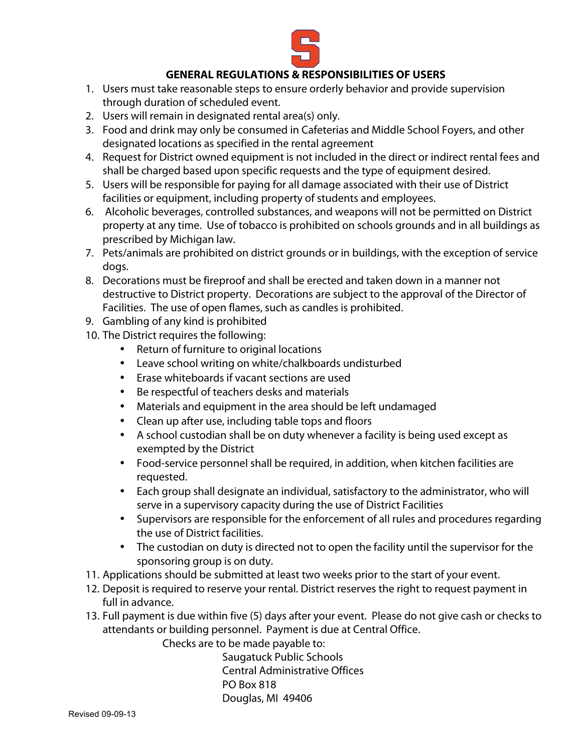## GENERAL REGULATIONS & RESPONSIBILITIES OF USERS

1. Users must take reasonable steps to ensure orderly behavior and provide supervision through duration of scheduled event.
2. Users will remain in designated rental area(s) only.
3. Food and drink may only be consumed in Cafeterias and Middle School Foyers, and other designated locations as specified in the rental agreement
4. Request for District owned equipment is not included in the direct or indirect rental fees and shall be charged based upon specific requests and the type of equipment desired.
5. Users will be responsible for paying for all damage associated with their use of District facilities or equipment, including property of students and employees.
6. Alcoholic beverages, controlled substances, and weapons will not be permitted on District property at any time. Use of tobacco is prohibited on schools grounds and in all buildings as prescribed by Michigan law.
7. Pets/animals are prohibited on district grounds or in buildings, with the exception of service dogs.
8. Decorations must be fireproof and shall be erected and taken down in a manner not destructive to District property. Decorations are subject to the approval of the Director of Facilities. The use of open flames, such as candles is prohibited.
9. Gambling of any kind is prohibited
10. The District requires the following:
    - Return of furniture to original locations
    - Leave school writing on white/chalkboards undisturbed
    - Erase whiteboards if vacant sections are used
    - Be respectful of teachers desks and materials
    - Materials and equipment in the area should be left undamaged
    - Clean up after use, including table tops and floors
    - A school custodian shall be on duty whenever a facility is being used except as exempted by the District
    - Food-service personnel shall be required, in addition, when kitchen facilities are requested.
    - Each group shall designate an individual, satisfactory to the administrator, who will serve in a supervisory capacity during the use of District Facilities
    - Supervisors are responsible for the enforcement of all rules and procedures regarding the use of District facilities.
    - The custodian on duty is directed not to open the facility until the supervisor for the sponsoring group is on duty.
11. Applications should be submitted at least two weeks prior to the start of your event.
12. Deposit is required to reserve your rental. District reserves the right to request payment in full in advance.
13. Full payment is due within five (5) days after your event. Please do not give cash or checks to attendants or building personnel. Payment is due at Central Office.

    Checks are to be made payable to:

    Saugatuck Public Schools
    Central Administrative Offices
    PO Box 818
    Douglas, MI 49406

Revised 09-09-13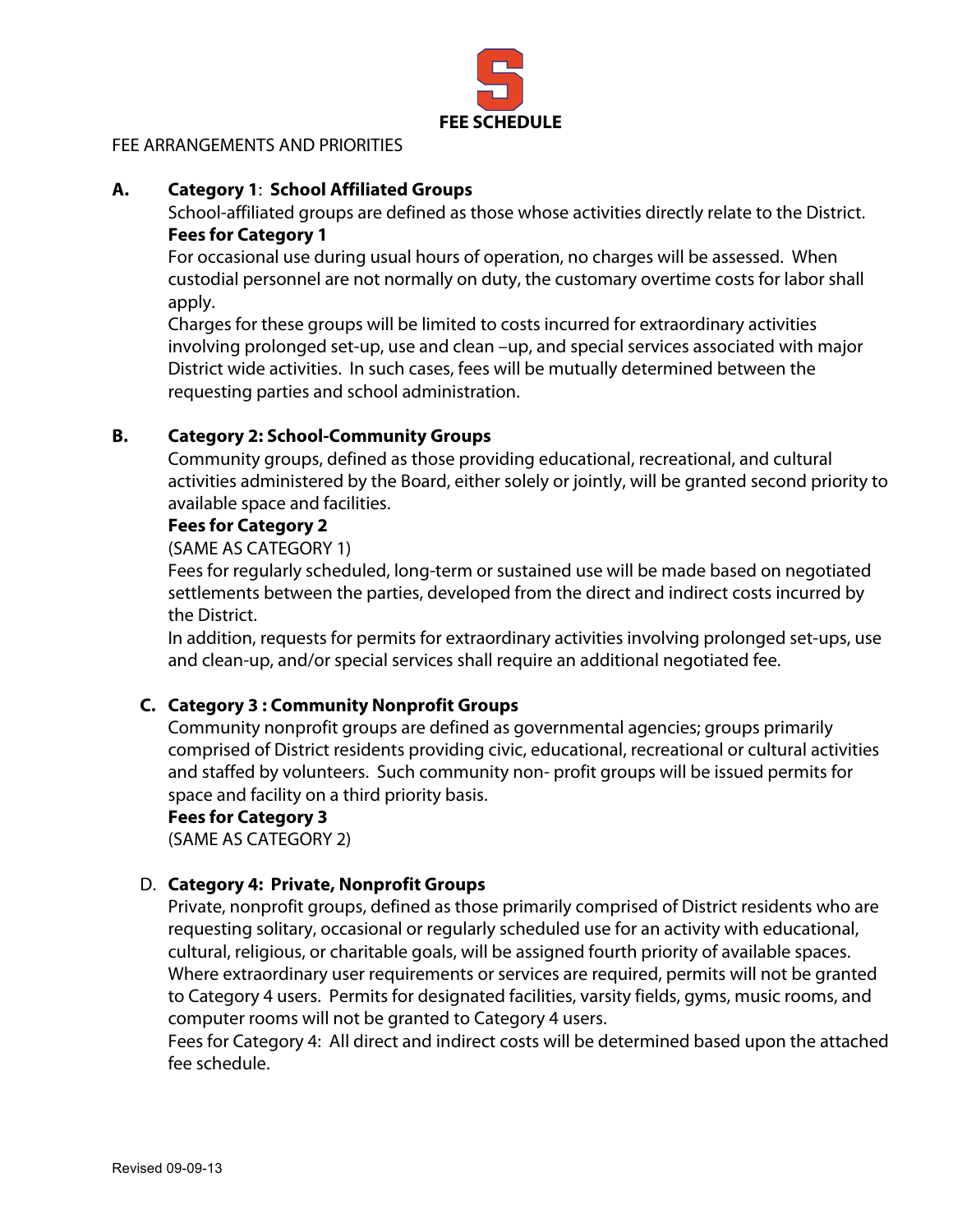# FEE SCHEDULE

FEE ARRANGEMENTS AND PRIORITIES

**A. Category 1: School Affiliated Groups**

School-affiliated groups are defined as those whose activities directly relate to the District.

**Fees for Category 1**

For occasional use during usual hours of operation, no charges will be assessed. When custodial personnel are not normally on duty, the customary overtime costs for labor shall apply.

Charges for these groups will be limited to costs incurred for extraordinary activities involving prolonged set-up, use and clean –up, and special services associated with major District wide activities. In such cases, fees will be mutually determined between the requesting parties and school administration.

**B. Category 2: School-Community Groups**

Community groups, defined as those providing educational, recreational, and cultural activities administered by the Board, either solely or jointly, will be granted second priority to available space and facilities.

**Fees for Category 2**

(SAME AS CATEGORY 1)

Fees for regularly scheduled, long-term or sustained use will be made based on negotiated settlements between the parties, developed from the direct and indirect costs incurred by the District.

In addition, requests for permits for extraordinary activities involving prolonged set-ups, use and clean-up, and/or special services shall require an additional negotiated fee.

**C. Category 3 : Community Nonprofit Groups**

Community nonprofit groups are defined as governmental agencies; groups primarily comprised of District residents providing civic, educational, recreational or cultural activities and staffed by volunteers. Such community non- profit groups will be issued permits for space and facility on a third priority basis.

**Fees for Category 3**

(SAME AS CATEGORY 2)

D. **Category 4: Private, Nonprofit Groups**

Private, nonprofit groups, defined as those primarily comprised of District residents who are requesting solitary, occasional or regularly scheduled use for an activity with educational, cultural, religious, or charitable goals, will be assigned fourth priority of available spaces. Where extraordinary user requirements or services are required, permits will not be granted to Category 4 users. Permits for designated facilities, varsity fields, gyms, music rooms, and computer rooms will not be granted to Category 4 users.

Fees for Category 4: All direct and indirect costs will be determined based upon the attached fee schedule.

Revised 09-09-13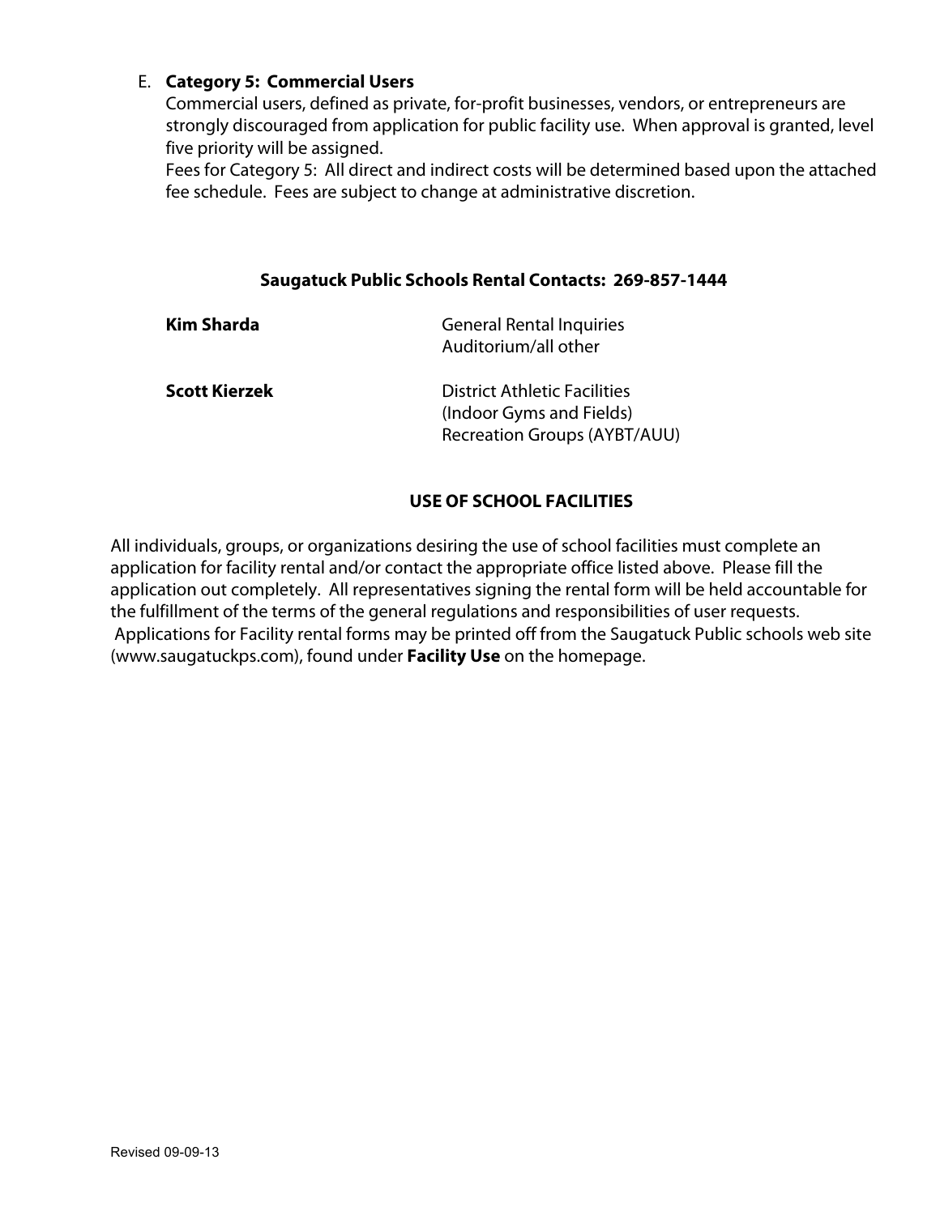E. **Category 5: Commercial Users**

Commercial users, defined as private, for-profit businesses, vendors, or entrepreneurs are strongly discouraged from application for public facility use. When approval is granted, level five priority will be assigned.

Fees for Category 5: All direct and indirect costs will be determined based upon the attached fee schedule. Fees are subject to change at administrative discretion.

**Saugatuck Public Schools Rental Contacts: 269-857-1444**

| | |
|---|---|
| **Kim Sharda** | General Rental Inquiries<br>Auditorium/all other |
| **Scott Kierzek** | District Athletic Facilities<br>(Indoor Gyms and Fields)<br>Recreation Groups (AYBT/AUU) |

## USE OF SCHOOL FACILITIES

All individuals, groups, or organizations desiring the use of school facilities must complete an application for facility rental and/or contact the appropriate office listed above. Please fill the application out completely. All representatives signing the rental form will be held accountable for the fulfillment of the terms of the general regulations and responsibilities of user requests. Applications for Facility rental forms may be printed off from the Saugatuck Public schools web site (www.saugatuckps.com), found under **Facility Use** on the homepage.

Revised 09-09-13